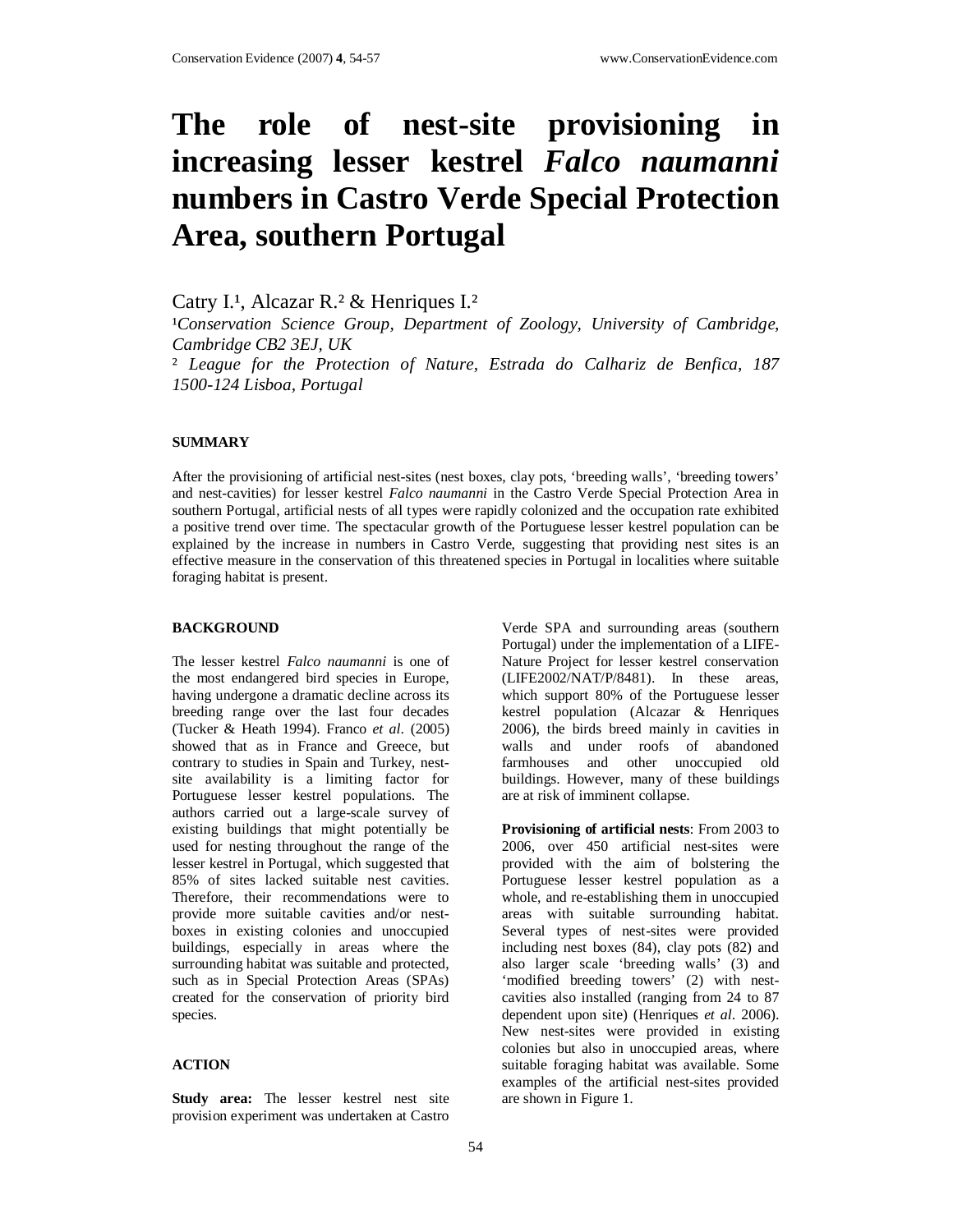# The role of nest-site provisioning in increasing lesser kestrel *Falco naumanni* numbers in Castro Verde Special Protection Area, southern Portugal

Catry I.[1], Alcazar R.[2] & Henriques I.[2]

[1]*Conservation Science Group, Department of Zoology, University of Cambridge, Cambridge CB2 3EJ, UK*

[2] *League for the Protection of Nature, Estrada do Calhariz de Benfica, 187 1500-124 Lisboa, Portugal*

## SUMMARY

After the provisioning of artificial nest-sites (nest boxes, clay pots, 'breeding walls', 'breeding towers' and nest-cavities) for lesser kestrel *Falco naumanni* in the Castro Verde Special Protection Area in southern Portugal, artificial nests of all types were rapidly colonized and the occupation rate exhibited a positive trend over time. The spectacular growth of the Portuguese lesser kestrel population can be explained by the increase in numbers in Castro Verde, suggesting that providing nest sites is an effective measure in the conservation of this threatened species in Portugal in localities where suitable foraging habitat is present.

## BACKGROUND

The lesser kestrel *Falco naumanni* is one of the most endangered bird species in Europe, having undergone a dramatic decline across its breeding range over the last four decades (Tucker & Heath 1994). Franco *et al*. (2005) showed that as in France and Greece, but contrary to studies in Spain and Turkey, nest-site availability is a limiting factor for Portuguese lesser kestrel populations. The authors carried out a large-scale survey of existing buildings that might potentially be used for nesting throughout the range of the lesser kestrel in Portugal, which suggested that 85% of sites lacked suitable nest cavities. Therefore, their recommendations were to provide more suitable cavities and/or nest-boxes in existing colonies and unoccupied buildings, especially in areas where the surrounding habitat was suitable and protected, such as in Special Protection Areas (SPAs) created for the conservation of priority bird species.

## ACTION

**Study area:** The lesser kestrel nest site provision experiment was undertaken at Castro Verde SPA and surrounding areas (southern Portugal) under the implementation of a LIFE-Nature Project for lesser kestrel conservation (LIFE2002/NAT/P/8481). In these areas, which support 80% of the Portuguese lesser kestrel population (Alcazar & Henriques 2006), the birds breed mainly in cavities in walls and under roofs of abandoned farmhouses and other unoccupied old buildings. However, many of these buildings are at risk of imminent collapse.

**Provisioning of artificial nests**: From 2003 to 2006, over 450 artificial nest-sites were provided with the aim of bolstering the Portuguese lesser kestrel population as a whole, and re-establishing them in unoccupied areas with suitable surrounding habitat. Several types of nest-sites were provided including nest boxes (84), clay pots (82) and also larger scale 'breeding walls' (3) and 'modified breeding towers' (2) with nest-cavities also installed (ranging from 24 to 87 dependent upon site) (Henriques *et al*. 2006). New nest-sites were provided in existing colonies but also in unoccupied areas, where suitable foraging habitat was available. Some examples of the artificial nest-sites provided are shown in Figure 1.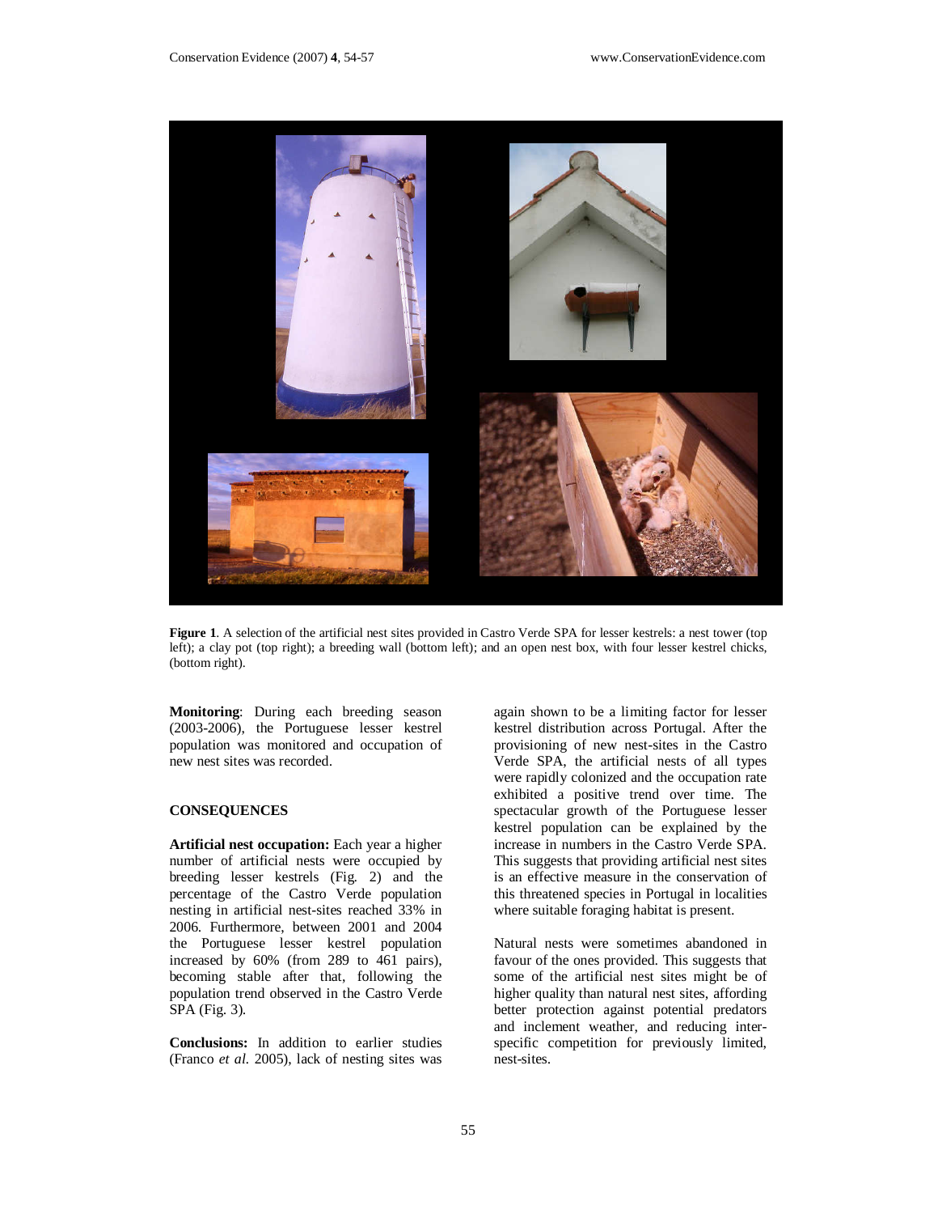**Figure 1**. A selection of the artificial nest sites provided in Castro Verde SPA for lesser kestrels: a nest tower (top left); a clay pot (top right); a breeding wall (bottom left); and an open nest box, with four lesser kestrel chicks, (bottom right).

**Monitoring**: During each breeding season (2003-2006), the Portuguese lesser kestrel population was monitored and occupation of new nest sites was recorded.

## CONSEQUENCES

**Artificial nest occupation:** Each year a higher number of artificial nests were occupied by breeding lesser kestrels (Fig. 2) and the percentage of the Castro Verde population nesting in artificial nest-sites reached 33% in 2006. Furthermore, between 2001 and 2004 the Portuguese lesser kestrel population increased by 60% (from 289 to 461 pairs), becoming stable after that, following the population trend observed in the Castro Verde SPA (Fig. 3).

**Conclusions:** In addition to earlier studies (Franco *et al.* 2005), lack of nesting sites was again shown to be a limiting factor for lesser kestrel distribution across Portugal. After the provisioning of new nest-sites in the Castro Verde SPA, the artificial nests of all types were rapidly colonized and the occupation rate exhibited a positive trend over time. The spectacular growth of the Portuguese lesser kestrel population can be explained by the increase in numbers in the Castro Verde SPA. This suggests that providing artificial nest sites is an effective measure in the conservation of this threatened species in Portugal in localities where suitable foraging habitat is present.

Natural nests were sometimes abandoned in favour of the ones provided. This suggests that some of the artificial nest sites might be of higher quality than natural nest sites, affording better protection against potential predators and inclement weather, and reducing inter-specific competition for previously limited, nest-sites.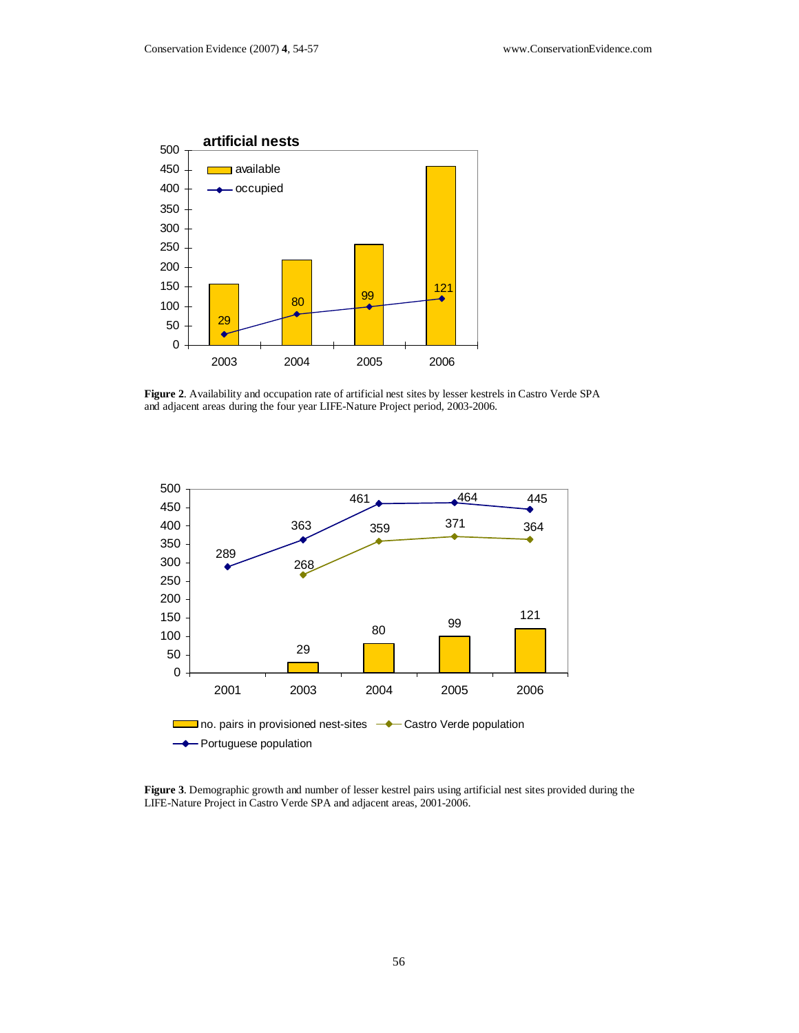artificial nests

500
450
400
350
300
250
200
150
100
50
0

available
occupied

29
80
99
121

2003
2004
2005
2006

**Figure 2**. Availability and occupation rate of artificial nest sites by lesser kestrels in Castro Verde SPA and adjacent areas during the four year LIFE-Nature Project period, 2003-2006.

500
450
400
350
300
250
200
150
100
50
0

289
363
461
464
445
268
359
371
364
29
80
99
121

2001
2003
2004
2005
2006

no. pairs in provisioned nest-sites
Castro Verde population
Portuguese population

**Figure 3**. Demographic growth and number of lesser kestrel pairs using artificial nest sites provided during the LIFE-Nature Project in Castro Verde SPA and adjacent areas, 2001-2006.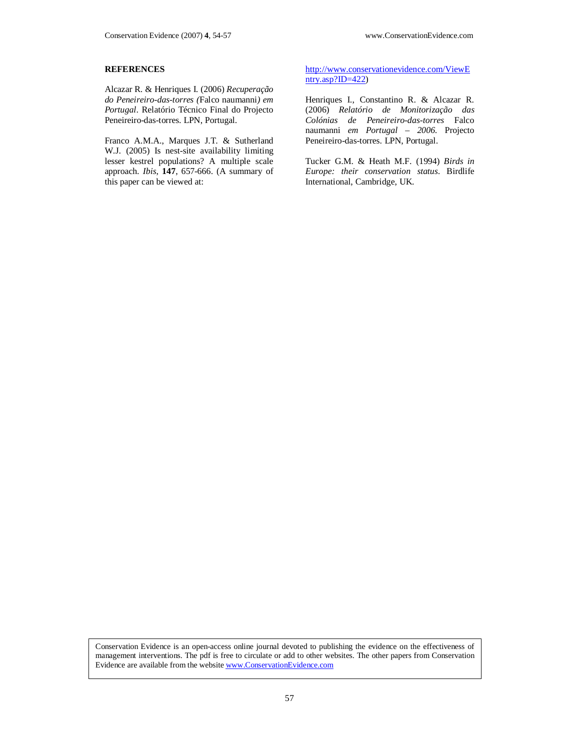**REFERENCES**

Alcazar R. & Henriques I. (2006) *Recuperação do Peneireiro-das-torres (*Falco naumanni*) em Portugal*. Relatório Técnico Final do Projecto Peneireiro-das-torres. LPN, Portugal.

Franco A.M.A., Marques J.T. & Sutherland W.J. (2005) Is nest-site availability limiting lesser kestrel populations? A multiple scale approach. *Ibis*, **147**, 657-666. (A summary of this paper can be viewed at: http://www.conservationevidence.com/ViewEntry.asp?ID=422)

Henriques I., Constantino R. & Alcazar R. (2006) *Relatório de Monitorização das Colónias de Peneireiro-das-torres* Falco naumanni *em Portugal – 2006*. Projecto Peneireiro-das-torres. LPN, Portugal.

Tucker G.M. & Heath M.F. (1994) *Birds in Europe: their conservation status*. Birdlife International, Cambridge, UK.

Conservation Evidence is an open-access online journal devoted to publishing the evidence on the effectiveness of management interventions. The pdf is free to circulate or add to other websites. The other papers from Conservation Evidence are available from the website www.ConservationEvidence.com